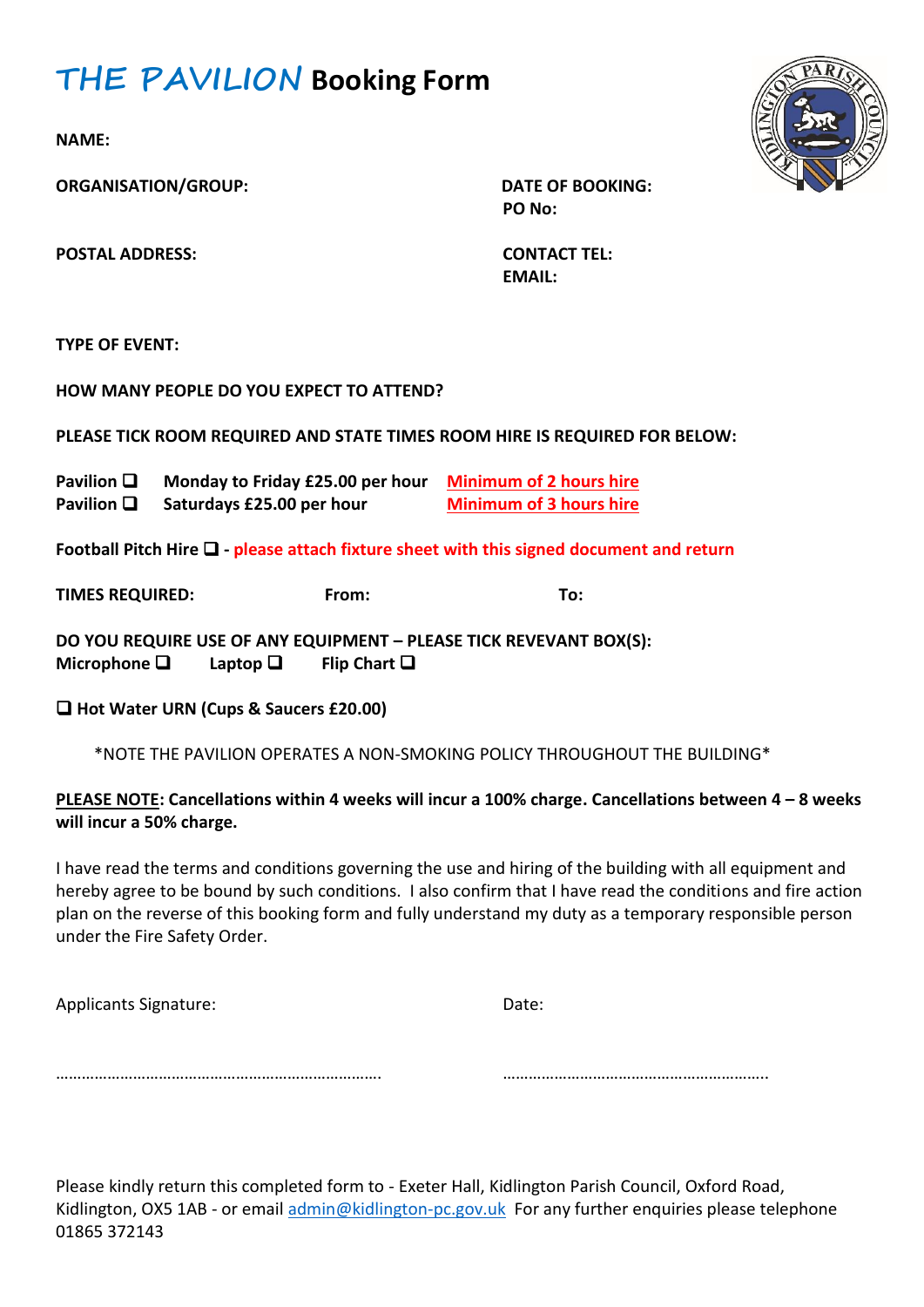# THE PAVILION Booking Form

**NAME:**

**ORGANISATION/GROUP:**

**DATE OF BOOKING:**
**PO No:**

**POSTAL ADDRESS:**

**CONTACT TEL:**
**EMAIL:**

**TYPE OF EVENT:**

**HOW MANY PEOPLE DO YOU EXPECT TO ATTEND?**

**PLEASE TICK ROOM REQUIRED AND STATE TIMES ROOM HIRE IS REQUIRED FOR BELOW:**

**Pavilion ❑ Monday to Friday £25.00 per hour** **Minimum of 2 hours hire**
**Pavilion ❑ Saturdays £25.00 per hour** **Minimum of 3 hours hire**

**Football Pitch Hire ❑ - please attach fixture sheet with this signed document and return**

**TIMES REQUIRED: From: To:**

**DO YOU REQUIRE USE OF ANY EQUIPMENT – PLEASE TICK REVEVANT BOX(S):**
**Microphone ❑ Laptop ❑ Flip Chart ❑**

**❑ Hot Water URN (Cups & Saucers £20.00)**

*NOTE THE PAVILION OPERATES A NON-SMOKING POLICY THROUGHOUT THE BUILDING*

**PLEASE NOTE: Cancellations within 4 weeks will incur a 100% charge. Cancellations between 4 – 8 weeks will incur a 50% charge.**

I have read the terms and conditions governing the use and hiring of the building with all equipment and hereby agree to be bound by such conditions. I also confirm that I have read the conditions and fire action plan on the reverse of this booking form and fully understand my duty as a temporary responsible person under the Fire Safety Order.

Applicants Signature: Date:

………………………………………………………………. …………………………………………………….

Please kindly return this completed form to - Exeter Hall, Kidlington Parish Council, Oxford Road, Kidlington, OX5 1AB - or email admin@kidlington-pc.gov.uk For any further enquiries please telephone 01865 372143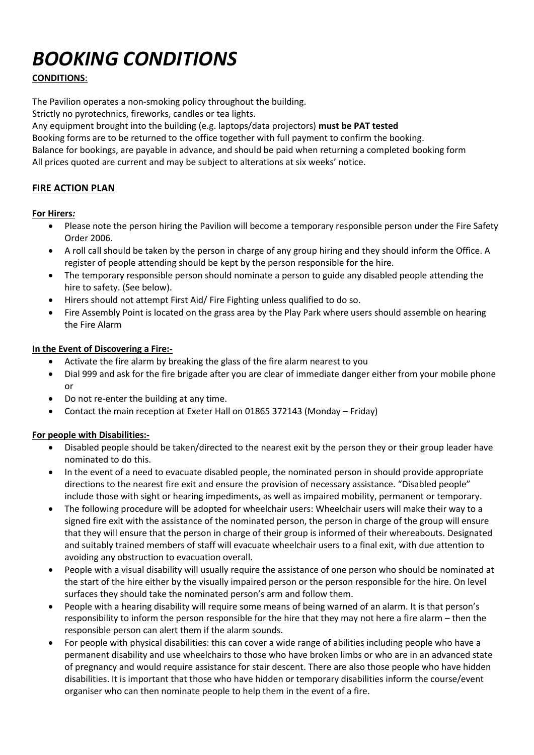# *BOOKING CONDITIONS*

**CONDITIONS**:

The Pavilion operates a non-smoking policy throughout the building.
Strictly no pyrotechnics, fireworks, candles or tea lights.
Any equipment brought into the building (e.g. laptops/data projectors) **must be PAT tested**
Booking forms are to be returned to the office together with full payment to confirm the booking.
Balance for bookings, are payable in advance, and should be paid when returning a completed booking form
All prices quoted are current and may be subject to alterations at six weeks' notice.

## FIRE ACTION PLAN

**For Hirers:**

- Please note the person hiring the Pavilion will become a temporary responsible person under the Fire Safety Order 2006.
- A roll call should be taken by the person in charge of any group hiring and they should inform the Office. A register of people attending should be kept by the person responsible for the hire.
- The temporary responsible person should nominate a person to guide any disabled people attending the hire to safety. (See below).
- Hirers should not attempt First Aid/ Fire Fighting unless qualified to do so.
- Fire Assembly Point is located on the grass area by the Play Park where users should assemble on hearing the Fire Alarm

**In the Event of Discovering a Fire:-**

- Activate the fire alarm by breaking the glass of the fire alarm nearest to you
- Dial 999 and ask for the fire brigade after you are clear of immediate danger either from your mobile phone or
- Do not re-enter the building at any time.
- Contact the main reception at Exeter Hall on 01865 372143 (Monday – Friday)

**For people with Disabilities:-**

- Disabled people should be taken/directed to the nearest exit by the person they or their group leader have nominated to do this.
- In the event of a need to evacuate disabled people, the nominated person in should provide appropriate directions to the nearest fire exit and ensure the provision of necessary assistance. "Disabled people" include those with sight or hearing impediments, as well as impaired mobility, permanent or temporary.
- The following procedure will be adopted for wheelchair users: Wheelchair users will make their way to a signed fire exit with the assistance of the nominated person, the person in charge of the group will ensure that they will ensure that the person in charge of their group is informed of their whereabouts. Designated and suitably trained members of staff will evacuate wheelchair users to a final exit, with due attention to avoiding any obstruction to evacuation overall.
- People with a visual disability will usually require the assistance of one person who should be nominated at the start of the hire either by the visually impaired person or the person responsible for the hire. On level surfaces they should take the nominated person's arm and follow them.
- People with a hearing disability will require some means of being warned of an alarm. It is that person's responsibility to inform the person responsible for the hire that they may not here a fire alarm – then the responsible person can alert them if the alarm sounds.
- For people with physical disabilities: this can cover a wide range of abilities including people who have a permanent disability and use wheelchairs to those who have broken limbs or who are in an advanced state of pregnancy and would require assistance for stair descent. There are also those people who have hidden disabilities. It is important that those who have hidden or temporary disabilities inform the course/event organiser who can then nominate people to help them in the event of a fire.